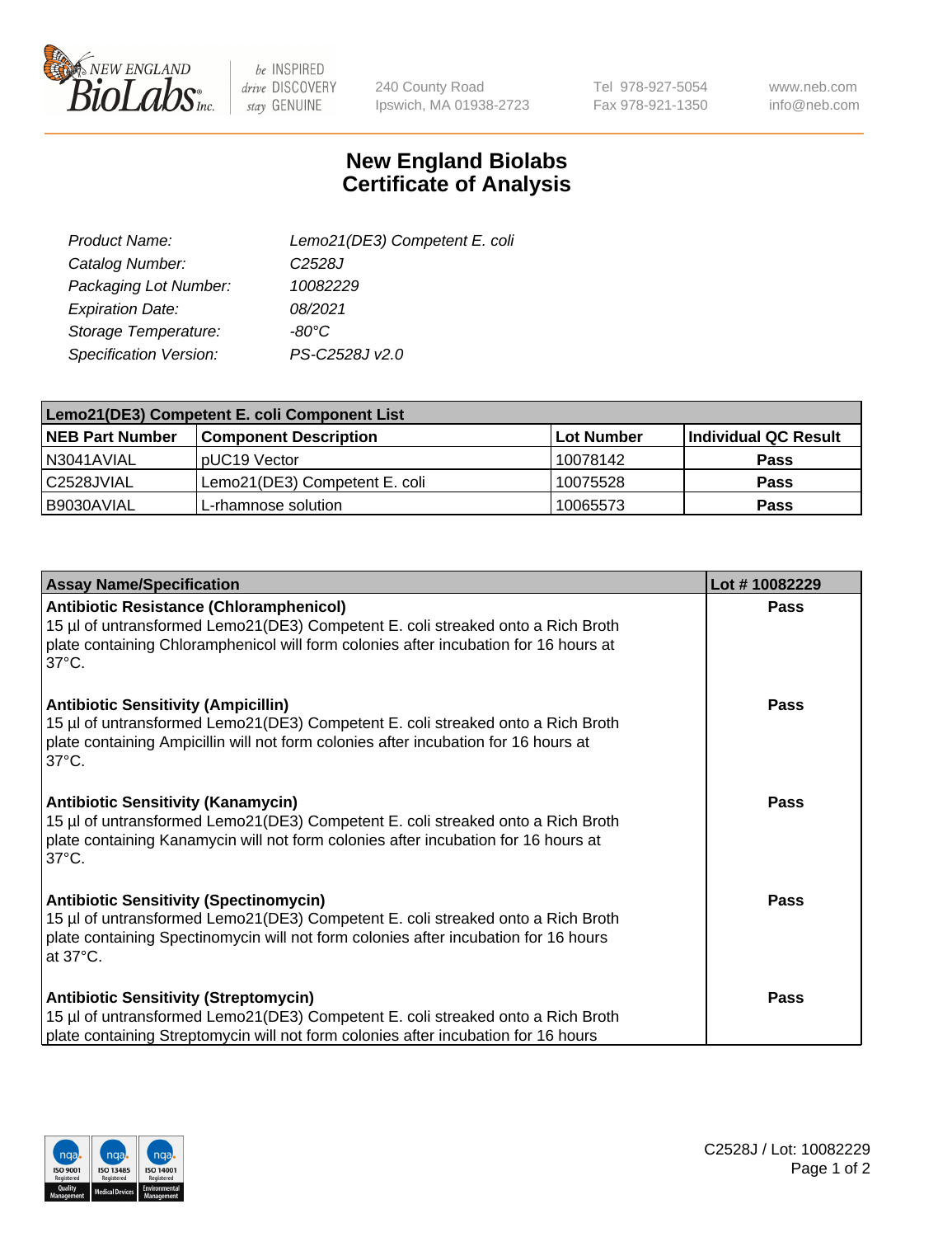# New England Biolabs
# Certificate of Analysis

| | |
|---|---|
| Product Name: | Lemo21(DE3) Competent E. coli |
| Catalog Number: | C2528J |
| Packaging Lot Number: | 10082229 |
| Expiration Date: | 08/2021 |
| Storage Temperature: | -80°C |
| Specification Version: | PS-C2528J v2.0 |

| Lemo21(DE3) Competent E. coli Component List | | | |
|---|---|---|---|
| **NEB Part Number** | **Component Description** | **Lot Number** | **Individual QC Result** |
| N3041AVIAL | pUC19 Vector | 10078142 | **Pass** |
| C2528JVIAL | Lemo21(DE3) Competent E. coli | 10075528 | **Pass** |
| B9030AVIAL | L-rhamnose solution | 10065573 | **Pass** |

| Assay Name/Specification | Lot # 10082229 |
|---|---|
| **Antibiotic Resistance (Chloramphenicol)**<br>15 µl of untransformed Lemo21(DE3) Competent E. coli streaked onto a Rich Broth plate containing Chloramphenicol will form colonies after incubation for 16 hours at 37°C. | **Pass** |
| **Antibiotic Sensitivity (Ampicillin)**<br>15 µl of untransformed Lemo21(DE3) Competent E. coli streaked onto a Rich Broth plate containing Ampicillin will not form colonies after incubation for 16 hours at 37°C. | **Pass** |
| **Antibiotic Sensitivity (Kanamycin)**<br>15 µl of untransformed Lemo21(DE3) Competent E. coli streaked onto a Rich Broth plate containing Kanamycin will not form colonies after incubation for 16 hours at 37°C. | **Pass** |
| **Antibiotic Sensitivity (Spectinomycin)**<br>15 µl of untransformed Lemo21(DE3) Competent E. coli streaked onto a Rich Broth plate containing Spectinomycin will not form colonies after incubation for 16 hours at 37°C. | **Pass** |
| **Antibiotic Sensitivity (Streptomycin)**<br>15 µl of untransformed Lemo21(DE3) Competent E. coli streaked onto a Rich Broth plate containing Streptomycin will not form colonies after incubation for 16 hours | **Pass** |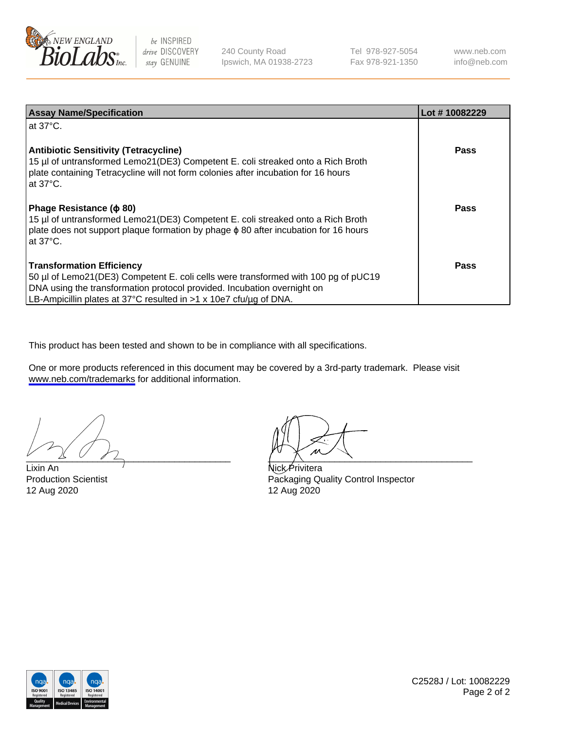| Assay Name/Specification | Lot # 10082229 |
|---|---|
| at 37°C. | |
| **Antibiotic Sensitivity (Tetracycline)**<br>15 µl of untransformed Lemo21(DE3) Competent E. coli streaked onto a Rich Broth plate containing Tetracycline will not form colonies after incubation for 16 hours at 37°C. | **Pass** |
| **Phage Resistance (ϕ 80)**<br>15 µl of untransformed Lemo21(DE3) Competent E. coli streaked onto a Rich Broth plate does not support plaque formation by phage ϕ 80 after incubation for 16 hours at 37°C. | **Pass** |
| **Transformation Efficiency**<br>50 µl of Lemo21(DE3) Competent E. coli cells were transformed with 100 pg of pUC19 DNA using the transformation protocol provided. Incubation overnight on LB-Ampicillin plates at 37°C resulted in >1 x 10e7 cfu/µg of DNA. | **Pass** |

This product has been tested and shown to be in compliance with all specifications.

One or more products referenced in this document may be covered by a 3rd-party trademark. Please visit www.neb.com/trademarks for additional information.

Lixin An
Production Scientist
12 Aug 2020

Nick Privitera
Packaging Quality Control Inspector
12 Aug 2020

C2528J / Lot: 10082229